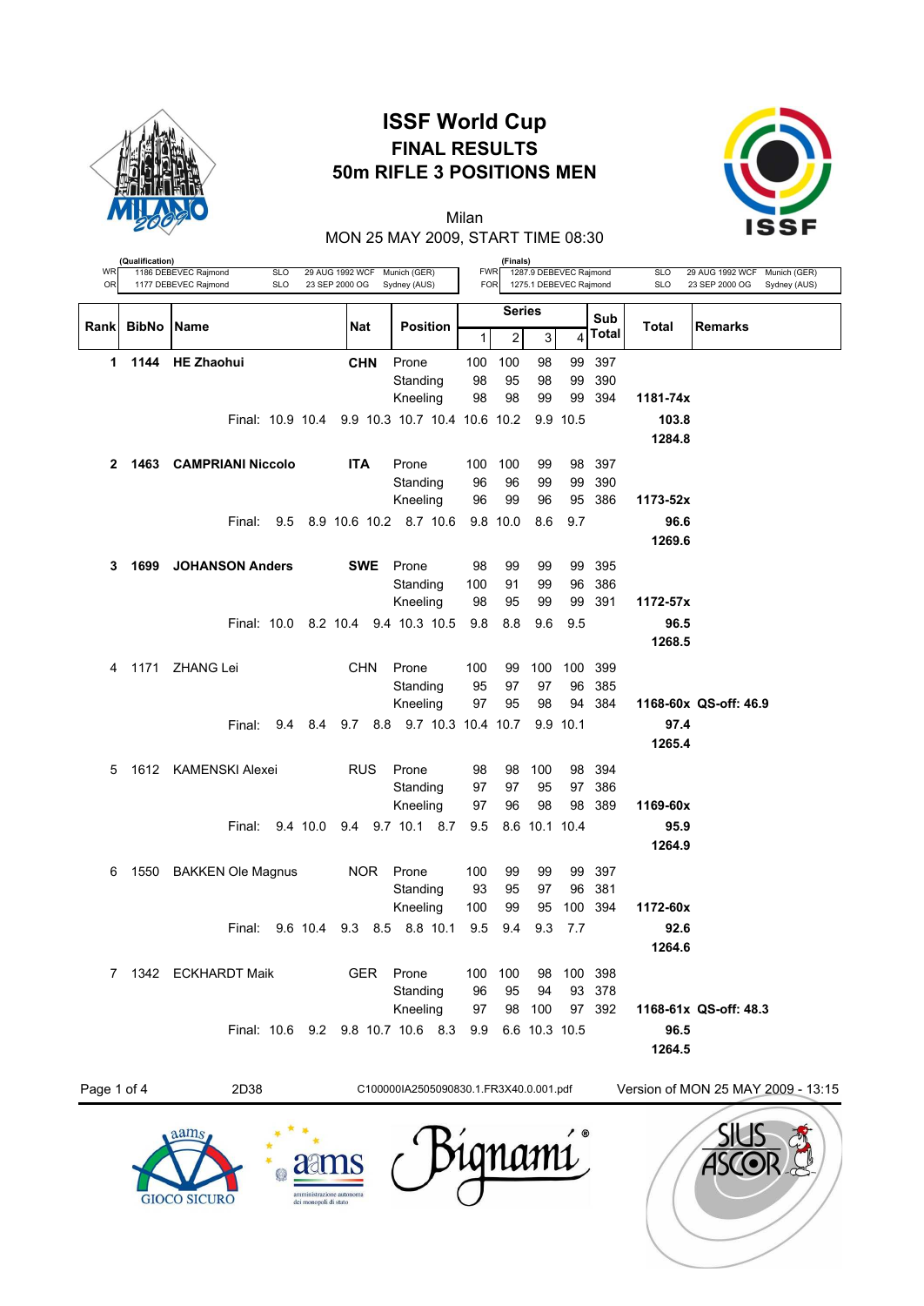# ISSF World Cup

## FINAL RESULTS

## 50m RIFLE 3 POSITIONS MEN

Milan

MON 25 MAY 2009, START TIME 08:30

(Qualification)

| | | | | |
|---|---|---|---|---|
| WR | 1186 DEBEVEC Rajmond | SLO | 29 AUG 1992 WCF | Munich (GER) |
| OR | 1177 DEBEVEC Rajmond | SLO | 23 SEP 2000 OG | Sydney (AUS) |

(Finals)

| | | | | |
|---|---|---|---|---|
| FWR | 1287.9 DEBEVEC Rajmond | SLO | 29 AUG 1992 WCF | Munich (GER) |
| FOR | 1275.1 DEBEVEC Rajmond | SLO | 23 SEP 2000 OG | Sydney (AUS) |

| Rank | BibNo | Name | Nat | Position | Series 1 | 2 | 3 | 4 | Sub Total | Total | Remarks |
|---|---|---|---|---|---|---|---|---|---|---|---|
| **1** | **1144** | **HE Zhaohui** | **CHN** | Prone | 100 | 100 | 98 | 99 | 397 | | |
| | | | | Standing | 98 | 95 | 98 | 99 | 390 | | |
| | | | | Kneeling | 98 | 98 | 99 | 99 | 394 | **1181-74x** | |
| | | Final: 10.9 10.4 9.9 10.3 10.7 10.4 10.6 10.2 9.9 10.5 | | | | | | | | **103.8** | |
| | | | | | | | | | | **1284.8** | |
| **2** | **1463** | **CAMPRIANI Niccolo** | **ITA** | Prone | 100 | 100 | 99 | 98 | 397 | | |
| | | | | Standing | 96 | 96 | 99 | 99 | 390 | | |
| | | | | Kneeling | 96 | 99 | 96 | 95 | 386 | **1173-52x** | |
| | | Final: 9.5 8.9 10.6 10.2 8.7 10.6 9.8 10.0 8.6 9.7 | | | | | | | | **96.6** | |
| | | | | | | | | | | **1269.6** | |
| **3** | **1699** | **JOHANSON Anders** | **SWE** | Prone | 98 | 99 | 99 | 99 | 395 | | |
| | | | | Standing | 100 | 91 | 99 | 96 | 386 | | |
| | | | | Kneeling | 98 | 95 | 99 | 99 | 391 | **1172-57x** | |
| | | Final: 10.0 8.2 10.4 9.4 10.3 10.5 9.8 8.8 9.6 9.5 | | | | | | | | **96.5** | |
| | | | | | | | | | | **1268.5** | |
| 4 | 1171 | ZHANG Lei | CHN | Prone | 100 | 99 | 100 | 100 | 399 | | |
| | | | | Standing | 95 | 97 | 97 | 96 | 385 | | |
| | | | | Kneeling | 97 | 95 | 98 | 94 | 384 | **1168-60x** | **QS-off: 46.9** |
| | | Final: 9.4 8.4 9.7 8.8 9.7 10.3 10.4 10.7 9.9 10.1 | | | | | | | | **97.4** | |
| | | | | | | | | | | **1265.4** | |
| 5 | 1612 | KAMENSKI Alexei | RUS | Prone | 98 | 98 | 100 | 98 | 394 | | |
| | | | | Standing | 97 | 97 | 95 | 97 | 386 | | |
| | | | | Kneeling | 97 | 96 | 98 | 98 | 389 | **1169-60x** | |
| | | Final: 9.4 10.0 9.4 9.7 10.1 8.7 9.5 8.6 10.1 10.4 | | | | | | | | **95.9** | |
| | | | | | | | | | | **1264.9** | |
| 6 | 1550 | BAKKEN Ole Magnus | NOR | Prone | 100 | 99 | 99 | 99 | 397 | | |
| | | | | Standing | 93 | 95 | 97 | 96 | 381 | | |
| | | | | Kneeling | 100 | 99 | 95 | 100 | 394 | **1172-60x** | |
| | | Final: 9.6 10.4 9.3 8.5 8.8 10.1 9.5 9.4 9.3 7.7 | | | | | | | | **92.6** | |
| | | | | | | | | | | **1264.6** | |
| 7 | 1342 | ECKHARDT Maik | GER | Prone | 100 | 100 | 98 | 100 | 398 | | |
| | | | | Standing | 96 | 95 | 94 | 93 | 378 | | |
| | | | | Kneeling | 97 | 98 | 100 | 97 | 392 | **1168-61x** | **QS-off: 48.3** |
| | | Final: 10.6 9.2 9.8 10.7 10.6 8.3 9.9 6.6 10.3 10.5 | | | | | | | | **96.5** | |
| | | | | | | | | | | **1264.5** | |

2D38 C100000IA2505090830.1.FR3X40.0.001.pdf Version of MON 25 MAY 2009 - 13:15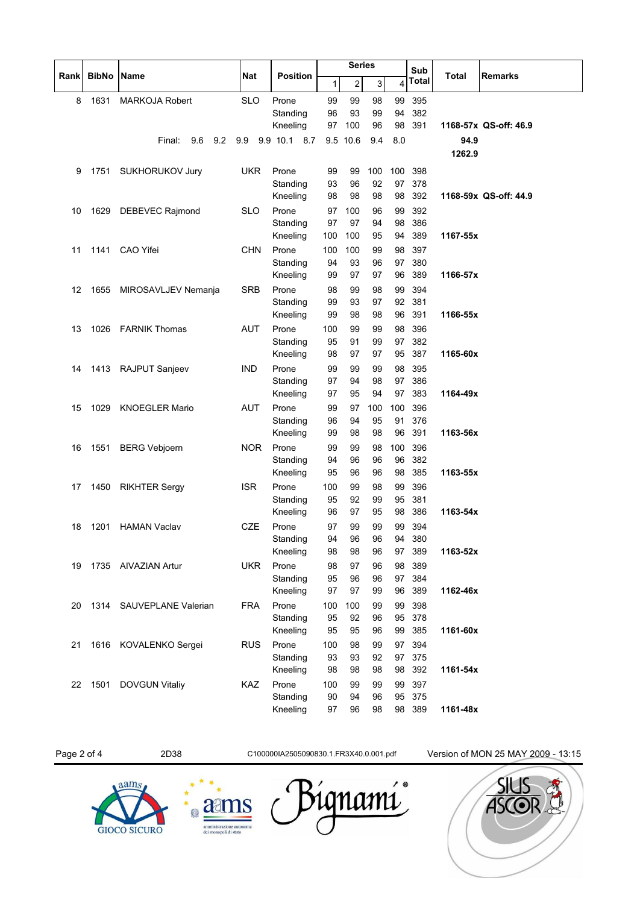| Rank | BibNo | Name | Nat | Position | Series 1 | 2 | 3 | 4 | Sub Total | Total | Remarks |
|---|---|---|---|---|---|---|---|---|---|---|---|
| 8 | 1631 | MARKOJA Robert | SLO | Prone | 99 | 99 | 98 | 99 | 395 | | |
| | | | | Standing | 96 | 93 | 99 | 94 | 382 | | |
| | | | | Kneeling | 97 | 100 | 96 | 98 | 391 | 1168-57x | QS-off: 46.9 |
| | | Final: 9.6 9.2 9.9 9.9 10.1 8.7 9.5 10.6 9.4 8.0 | | | | | | | | 94.9 | |
| | | | | | | | | | | 1262.9 | |
| 9 | 1751 | SUKHORUKOV Jury | UKR | Prone | 99 | 99 | 100 | 100 | 398 | | |
| | | | | Standing | 93 | 96 | 92 | 97 | 378 | | |
| | | | | Kneeling | 98 | 98 | 98 | 98 | 392 | 1168-59x | QS-off: 44.9 |
| 10 | 1629 | DEBEVEC Rajmond | SLO | Prone | 97 | 100 | 96 | 99 | 392 | | |
| | | | | Standing | 97 | 97 | 94 | 98 | 386 | | |
| | | | | Kneeling | 100 | 100 | 95 | 94 | 389 | 1167-55x | |
| 11 | 1141 | CAO Yifei | CHN | Prone | 100 | 100 | 99 | 98 | 397 | | |
| | | | | Standing | 94 | 93 | 96 | 97 | 380 | | |
| | | | | Kneeling | 99 | 97 | 97 | 96 | 389 | 1166-57x | |
| 12 | 1655 | MIROSAVLJEV Nemanja | SRB | Prone | 98 | 99 | 98 | 99 | 394 | | |
| | | | | Standing | 99 | 93 | 97 | 92 | 381 | | |
| | | | | Kneeling | 99 | 98 | 98 | 96 | 391 | 1166-55x | |
| 13 | 1026 | FARNIK Thomas | AUT | Prone | 100 | 99 | 99 | 98 | 396 | | |
| | | | | Standing | 95 | 91 | 99 | 97 | 382 | | |
| | | | | Kneeling | 98 | 97 | 97 | 95 | 387 | 1165-60x | |
| 14 | 1413 | RAJPUT Sanjeev | IND | Prone | 99 | 99 | 99 | 98 | 395 | | |
| | | | | Standing | 97 | 94 | 98 | 97 | 386 | | |
| | | | | Kneeling | 97 | 95 | 94 | 97 | 383 | 1164-49x | |
| 15 | 1029 | KNOEGLER Mario | AUT | Prone | 99 | 97 | 100 | 100 | 396 | | |
| | | | | Standing | 96 | 94 | 95 | 91 | 376 | | |
| | | | | Kneeling | 99 | 98 | 98 | 96 | 391 | 1163-56x | |
| 16 | 1551 | BERG Vebjoern | NOR | Prone | 99 | 99 | 98 | 100 | 396 | | |
| | | | | Standing | 94 | 96 | 96 | 96 | 382 | | |
| | | | | Kneeling | 95 | 96 | 96 | 98 | 385 | 1163-55x | |
| 17 | 1450 | RIKHTER Sergy | ISR | Prone | 100 | 99 | 98 | 99 | 396 | | |
| | | | | Standing | 95 | 92 | 99 | 95 | 381 | | |
| | | | | Kneeling | 96 | 97 | 95 | 98 | 386 | 1163-54x | |
| 18 | 1201 | HAMAN Vaclav | CZE | Prone | 97 | 99 | 99 | 99 | 394 | | |
| | | | | Standing | 94 | 96 | 96 | 94 | 380 | | |
| | | | | Kneeling | 98 | 98 | 96 | 97 | 389 | 1163-52x | |
| 19 | 1735 | AIVAZIAN Artur | UKR | Prone | 98 | 97 | 96 | 98 | 389 | | |
| | | | | Standing | 95 | 96 | 96 | 97 | 384 | | |
| | | | | Kneeling | 97 | 97 | 99 | 96 | 389 | 1162-46x | |
| 20 | 1314 | SAUVEPLANE Valerian | FRA | Prone | 100 | 100 | 99 | 99 | 398 | | |
| | | | | Standing | 95 | 92 | 96 | 95 | 378 | | |
| | | | | Kneeling | 95 | 95 | 96 | 99 | 385 | 1161-60x | |
| 21 | 1616 | KOVALENKO Sergei | RUS | Prone | 100 | 98 | 99 | 97 | 394 | | |
| | | | | Standing | 93 | 93 | 92 | 97 | 375 | | |
| | | | | Kneeling | 98 | 98 | 98 | 98 | 392 | 1161-54x | |
| 22 | 1501 | DOVGUN Vitaliy | KAZ | Prone | 100 | 99 | 99 | 99 | 397 | | |
| | | | | Standing | 90 | 94 | 96 | 95 | 375 | | |
| | | | | Kneeling | 97 | 96 | 98 | 98 | 389 | 1161-48x | |

2D38 C100000IA2505090830.1.FR3X40.0.001.pdf Version of MON 25 MAY 2009 - 13:15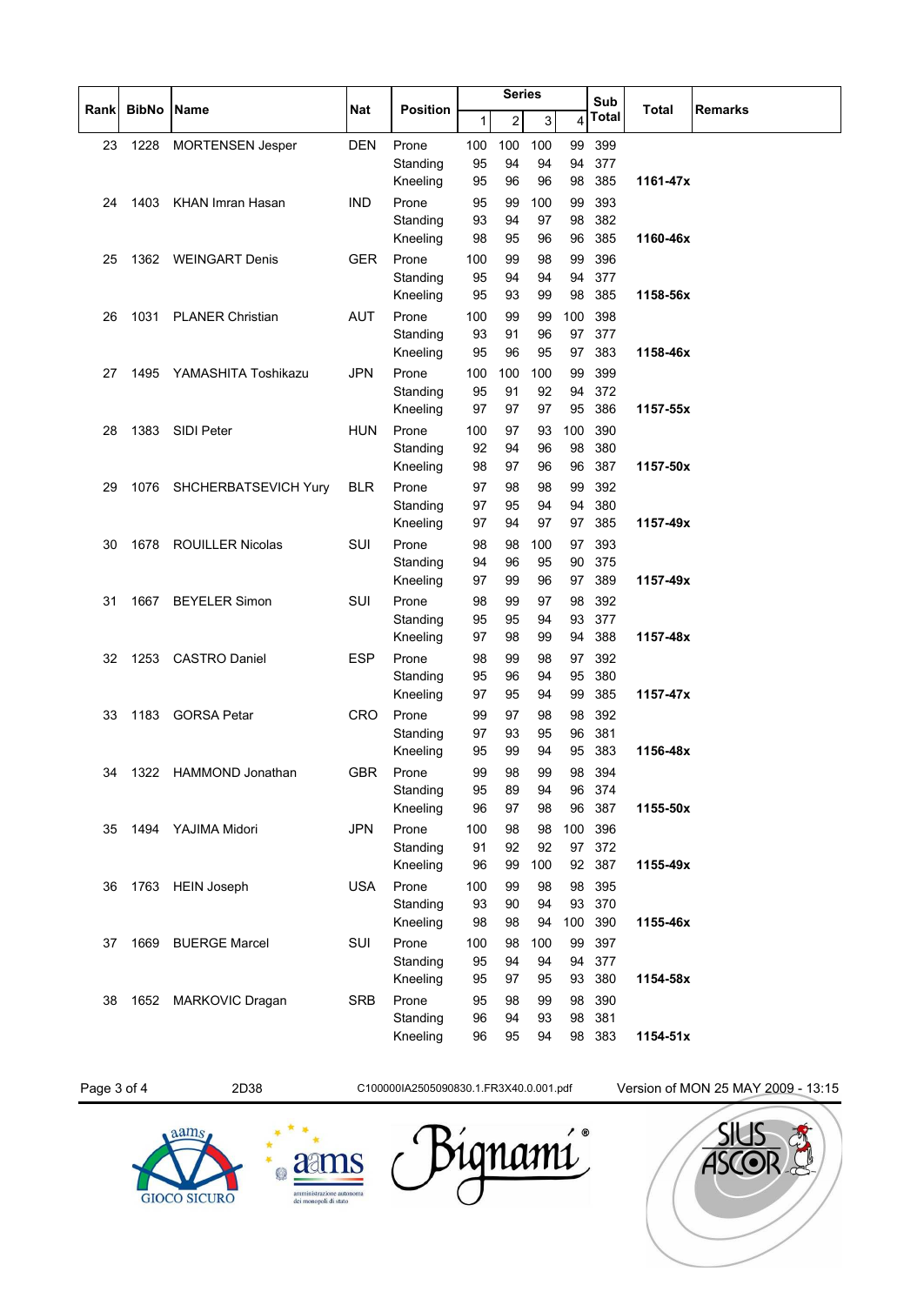| Rank | BibNo | Name | Nat | Position | Series | | | | Sub Total | Total | Remarks |
|---|---|---|---|---|---|---|---|---|---|---|---|
| | | | | | 1 | 2 | 3 | 4 | | | |
| 23 | 1228 | MORTENSEN Jesper | DEN | Prone | 100 | 100 | 100 | 99 | 399 | | |
| | | | | Standing | 95 | 94 | 94 | 94 | 377 | | |
| | | | | Kneeling | 95 | 96 | 96 | 98 | 385 | **1161-47x** | |
| 24 | 1403 | KHAN Imran Hasan | IND | Prone | 95 | 99 | 100 | 99 | 393 | | |
| | | | | Standing | 93 | 94 | 97 | 98 | 382 | | |
| | | | | Kneeling | 98 | 95 | 96 | 96 | 385 | **1160-46x** | |
| 25 | 1362 | WEINGART Denis | GER | Prone | 100 | 99 | 98 | 99 | 396 | | |
| | | | | Standing | 95 | 94 | 94 | 94 | 377 | | |
| | | | | Kneeling | 95 | 93 | 99 | 98 | 385 | **1158-56x** | |
| 26 | 1031 | PLANER Christian | AUT | Prone | 100 | 99 | 99 | 100 | 398 | | |
| | | | | Standing | 93 | 91 | 96 | 97 | 377 | | |
| | | | | Kneeling | 95 | 96 | 95 | 97 | 383 | **1158-46x** | |
| 27 | 1495 | YAMASHITA Toshikazu | JPN | Prone | 100 | 100 | 100 | 99 | 399 | | |
| | | | | Standing | 95 | 91 | 92 | 94 | 372 | | |
| | | | | Kneeling | 97 | 97 | 97 | 95 | 386 | **1157-55x** | |
| 28 | 1383 | SIDI Peter | HUN | Prone | 100 | 97 | 93 | 100 | 390 | | |
| | | | | Standing | 92 | 94 | 96 | 98 | 380 | | |
| | | | | Kneeling | 98 | 97 | 96 | 96 | 387 | **1157-50x** | |
| 29 | 1076 | SHCHERBATSEVICH Yury | BLR | Prone | 97 | 98 | 98 | 99 | 392 | | |
| | | | | Standing | 97 | 95 | 94 | 94 | 380 | | |
| | | | | Kneeling | 97 | 94 | 97 | 97 | 385 | **1157-49x** | |
| 30 | 1678 | ROUILLER Nicolas | SUI | Prone | 98 | 98 | 100 | 97 | 393 | | |
| | | | | Standing | 94 | 96 | 95 | 90 | 375 | | |
| | | | | Kneeling | 97 | 99 | 96 | 97 | 389 | **1157-49x** | |
| 31 | 1667 | BEYELER Simon | SUI | Prone | 98 | 99 | 97 | 98 | 392 | | |
| | | | | Standing | 95 | 95 | 94 | 93 | 377 | | |
| | | | | Kneeling | 97 | 98 | 99 | 94 | 388 | **1157-48x** | |
| 32 | 1253 | CASTRO Daniel | ESP | Prone | 98 | 99 | 98 | 97 | 392 | | |
| | | | | Standing | 95 | 96 | 94 | 95 | 380 | | |
| | | | | Kneeling | 97 | 95 | 94 | 99 | 385 | **1157-47x** | |
| 33 | 1183 | GORSA Petar | CRO | Prone | 99 | 97 | 98 | 98 | 392 | | |
| | | | | Standing | 97 | 93 | 95 | 96 | 381 | | |
| | | | | Kneeling | 95 | 99 | 94 | 95 | 383 | **1156-48x** | |
| 34 | 1322 | HAMMOND Jonathan | GBR | Prone | 99 | 98 | 99 | 98 | 394 | | |
| | | | | Standing | 95 | 89 | 94 | 96 | 374 | | |
| | | | | Kneeling | 96 | 97 | 98 | 96 | 387 | **1155-50x** | |
| 35 | 1494 | YAJIMA Midori | JPN | Prone | 100 | 98 | 98 | 100 | 396 | | |
| | | | | Standing | 91 | 92 | 92 | 97 | 372 | | |
| | | | | Kneeling | 96 | 99 | 100 | 92 | 387 | **1155-49x** | |
| 36 | 1763 | HEIN Joseph | USA | Prone | 100 | 99 | 98 | 98 | 395 | | |
| | | | | Standing | 93 | 90 | 94 | 93 | 370 | | |
| | | | | Kneeling | 98 | 98 | 94 | 100 | 390 | **1155-46x** | |
| 37 | 1669 | BUERGE Marcel | SUI | Prone | 100 | 98 | 100 | 99 | 397 | | |
| | | | | Standing | 95 | 94 | 94 | 94 | 377 | | |
| | | | | Kneeling | 95 | 97 | 95 | 93 | 380 | **1154-58x** | |
| 38 | 1652 | MARKOVIC Dragan | SRB | Prone | 95 | 98 | 99 | 98 | 390 | | |
| | | | | Standing | 96 | 94 | 93 | 98 | 381 | | |
| | | | | Kneeling | 96 | 95 | 94 | 98 | 383 | **1154-51x** | |

2D38 C100000IA2505090830.1.FR3X40.0.001.pdf Version of MON 25 MAY 2009 - 13:15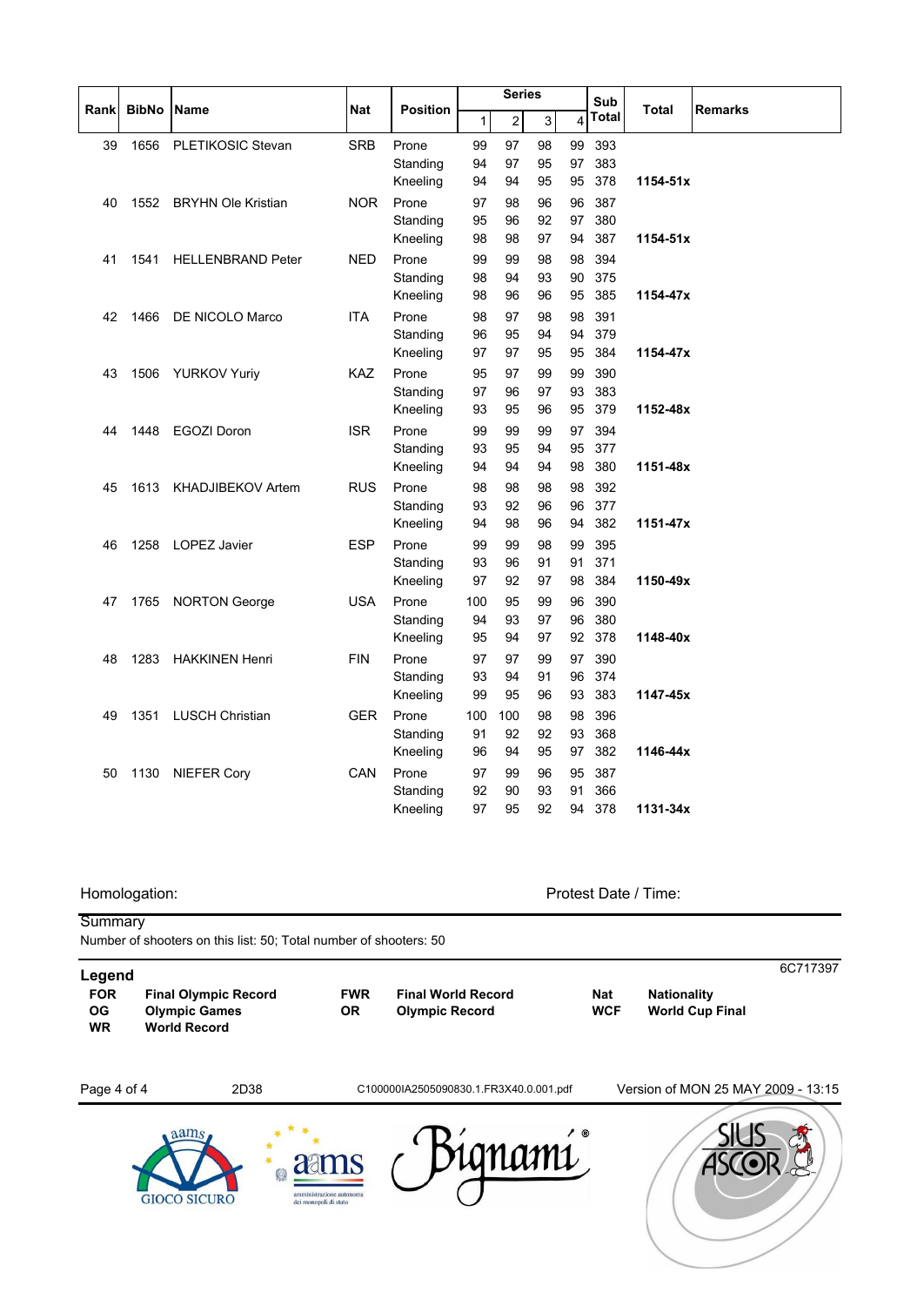| Rank | BibNo | Name | Nat | Position | Series 1 | 2 | 3 | 4 | Sub Total | Total | Remarks |
|---|---|---|---|---|---|---|---|---|---|---|---|
| 39 | 1656 | PLETIKOSIC Stevan | SRB | Prone | 99 | 97 | 98 | 99 | 393 | | |
| | | | | Standing | 94 | 97 | 95 | 97 | 383 | | |
| | | | | Kneeling | 94 | 94 | 95 | 95 | 378 | **1154-51x** | |
| 40 | 1552 | BRYHN Ole Kristian | NOR | Prone | 97 | 98 | 96 | 96 | 387 | | |
| | | | | Standing | 95 | 96 | 92 | 97 | 380 | | |
| | | | | Kneeling | 98 | 98 | 97 | 94 | 387 | **1154-51x** | |
| 41 | 1541 | HELLENBRAND Peter | NED | Prone | 99 | 99 | 98 | 98 | 394 | | |
| | | | | Standing | 98 | 94 | 93 | 90 | 375 | | |
| | | | | Kneeling | 98 | 96 | 96 | 95 | 385 | **1154-47x** | |
| 42 | 1466 | DE NICOLO Marco | ITA | Prone | 98 | 97 | 98 | 98 | 391 | | |
| | | | | Standing | 96 | 95 | 94 | 94 | 379 | | |
| | | | | Kneeling | 97 | 97 | 95 | 95 | 384 | **1154-47x** | |
| 43 | 1506 | YURKOV Yuriy | KAZ | Prone | 95 | 97 | 99 | 99 | 390 | | |
| | | | | Standing | 97 | 96 | 97 | 93 | 383 | | |
| | | | | Kneeling | 93 | 95 | 96 | 95 | 379 | **1152-48x** | |
| 44 | 1448 | EGOZI Doron | ISR | Prone | 99 | 99 | 99 | 97 | 394 | | |
| | | | | Standing | 93 | 95 | 94 | 95 | 377 | | |
| | | | | Kneeling | 94 | 94 | 94 | 98 | 380 | **1151-48x** | |
| 45 | 1613 | KHADJIBEKOV Artem | RUS | Prone | 98 | 98 | 98 | 98 | 392 | | |
| | | | | Standing | 93 | 92 | 96 | 96 | 377 | | |
| | | | | Kneeling | 94 | 98 | 96 | 94 | 382 | **1151-47x** | |
| 46 | 1258 | LOPEZ Javier | ESP | Prone | 99 | 99 | 98 | 99 | 395 | | |
| | | | | Standing | 93 | 96 | 91 | 91 | 371 | | |
| | | | | Kneeling | 97 | 92 | 97 | 98 | 384 | **1150-49x** | |
| 47 | 1765 | NORTON George | USA | Prone | 100 | 95 | 99 | 96 | 390 | | |
| | | | | Standing | 94 | 93 | 97 | 96 | 380 | | |
| | | | | Kneeling | 95 | 94 | 97 | 92 | 378 | **1148-40x** | |
| 48 | 1283 | HAKKINEN Henri | FIN | Prone | 97 | 97 | 99 | 97 | 390 | | |
| | | | | Standing | 93 | 94 | 91 | 96 | 374 | | |
| | | | | Kneeling | 99 | 95 | 96 | 93 | 383 | **1147-45x** | |
| 49 | 1351 | LUSCH Christian | GER | Prone | 100 | 100 | 98 | 98 | 396 | | |
| | | | | Standing | 91 | 92 | 92 | 93 | 368 | | |
| | | | | Kneeling | 96 | 94 | 95 | 97 | 382 | **1146-44x** | |
| 50 | 1130 | NIEFER Cory | CAN | Prone | 97 | 99 | 96 | 95 | 387 | | |
| | | | | Standing | 92 | 90 | 93 | 91 | 366 | | |
| | | | | Kneeling | 97 | 95 | 92 | 94 | 378 | **1131-34x** | |

Homologation:

Protest Date / Time:

Summary

Number of shooters on this list: 50; Total number of shooters: 50

**Legend**

6C717397

| | | | | | |
|---|---|---|---|---|---|
| **FOR** | **Final Olympic Record** | **FWR** | **Final World Record** | **Nat** | **Nationality** |
| **OG** | **Olympic Games** | **OR** | **Olympic Record** | **WCF** | **World Cup Final** |
| **WR** | **World Record** | | | | |

2D38 C100000IA2505090830.1.FR3X40.0.001.pdf Version of MON 25 MAY 2009 - 13:15